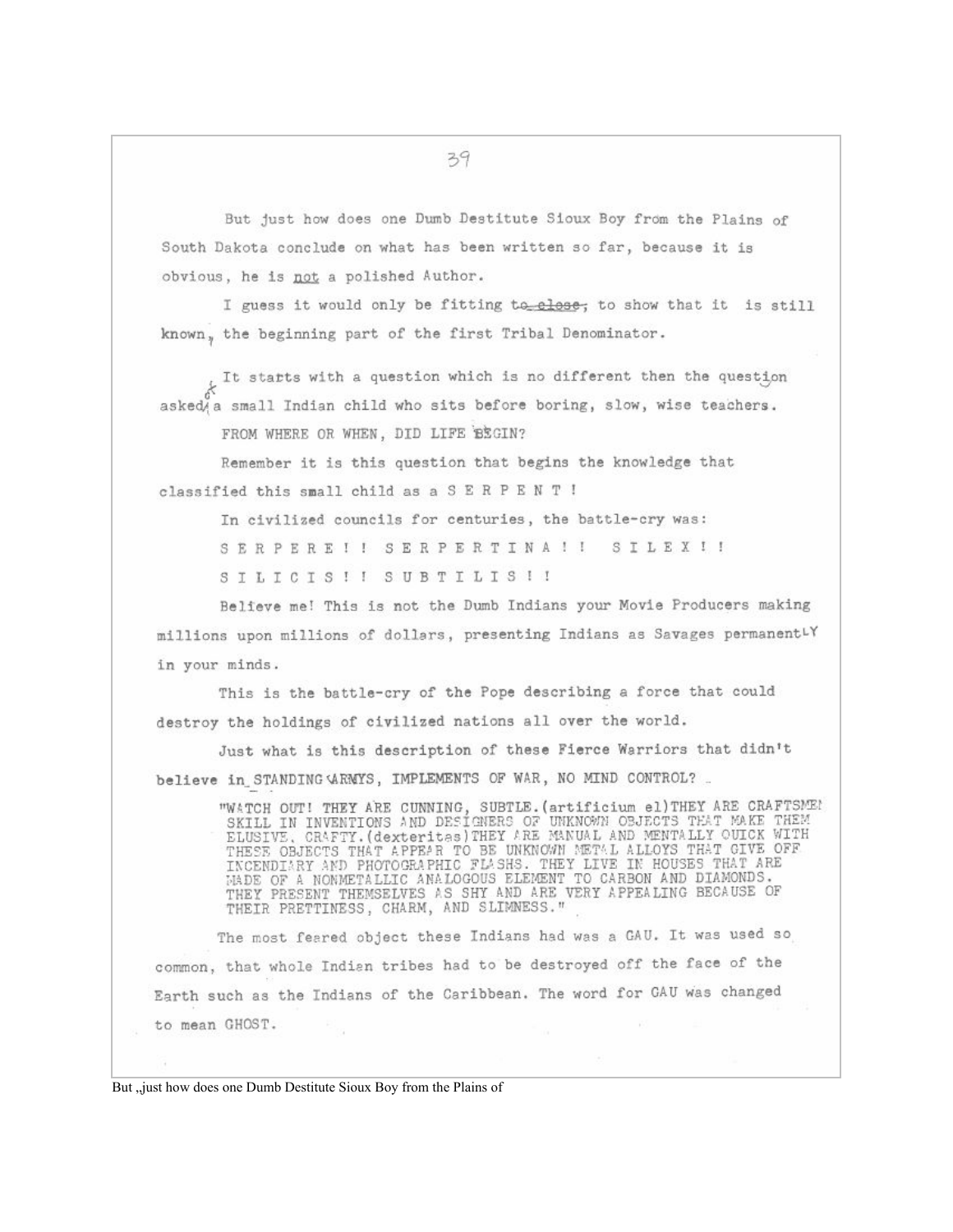But just how does one Dumb Destitute Sioux Boy from the Plains of South Dakota conclude on what has been written so far, because it is obvious, he is not a polished Author.

I guess it would only be fitting ~~to close,~~ to show that it is still known, the beginning part of the first Tribal Denominator.

It starts with a question which is no different then the question asked of a small Indian child who sits before boring, slow, wise teachers.

FROM WHERE OR WHEN, DID LIFE BEGIN?

Remember it is this question that begins the knowledge that classified this small child as a S E R P E N T !

In civilized councils for centuries, the battle-cry was:

S E R P E R E ! ! S E R P E R T I N A ! ! S I L E X ! !

S I L I C I S ! ! S U B T I L I S ! !

Believe me! This is not the Dumb Indians your Movie Producers making millions upon millions of dollars, presenting Indians as Savages permanentLY in your minds.

This is the battle-cry of the Pope describing a force that could destroy the holdings of civilized nations all over the world.

Just what is this description of these Fierce Warriors that didn't believe in STANDING ARMYS, IMPLEMENTS OF WAR, NO MIND CONTROL?

> "WATCH OUT! THEY ARE CUNNING, SUBTLE.(artificium el)THEY ARE CRAFTSMEN SKILL IN INVENTIONS AND DESIGNERS OF UNKNOWN OBJECTS THAT MAKE THEM ELUSIVE, CRAFTY.(dexteritas)THEY ARE MANUAL AND MENTALLY QUICK WITH THESE OBJECTS THAT APPEAR TO BE UNKNOWN METAL ALLOYS THAT GIVE OFF INCENDIARY AND PHOTOGRAPHIC FLASHS. THEY LIVE IN HOUSES THAT ARE MADE OF A NONMETALLIC ANALOGOUS ELEMENT TO CARBON AND DIAMONDS. THEY PRESENT THEMSELVES AS SHY AND ARE VERY APPEALING BECAUSE OF THEIR PRETTINESS, CHARM, AND SLIMNESS."

The most feared object these Indians had was a GAU. It was used so common, that whole Indian tribes had to be destroyed off the face of the Earth such as the Indians of the Caribbean. The word for GAU was changed to mean GHOST.

But ,,just how does one Dumb Destitute Sioux Boy from the Plains of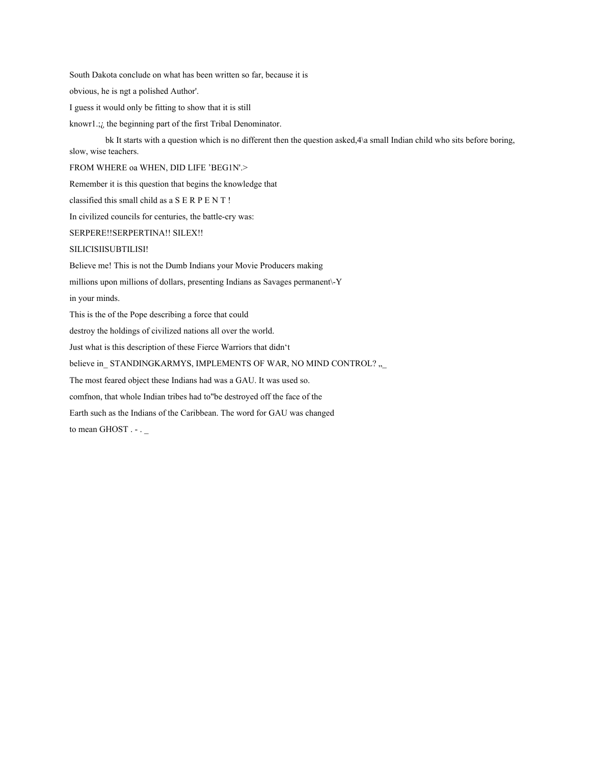South Dakota conclude on what has been written so far, because it is

obvious, he is ngt a polished Author'.

I guess it would only be fitting to show that it is still

knowr1.;¿ the beginning part of the first Tribal Denominator.

bk It starts with a question which is no different then the question asked,4\a small Indian child who sits before boring, slow, wise teachers.

FROM WHERE oa WHEN, DID LIFE 'BEG1N'.>

Remember it is this question that begins the knowledge that

classified this small child as a S E R P E N T !

In civilized councils for centuries, the battle-cry was:

SERPERE!!SERPERTINA!! SILEX!!

SILICISIISUBTILISI!

Believe me! This is not the Dumb Indians your Movie Producers making

millions upon millions of dollars, presenting Indians as Savages permanent\-Y

in your minds.

This is the of the Pope describing a force that could

destroy the holdings of civilized nations all over the world.

Just what is this description of these Fierce Warriors that didn't

believe in_ STANDINGKARMYS, IMPLEMENTS OF WAR, NO MIND CONTROL? „_

The most feared object these Indians had was a GAU. It was used so.

comfnon, that whole Indian tribes had to"be destroyed off the face of the

Earth such as the Indians of the Caribbean. The word for GAU was changed

to mean GHOST . - . _